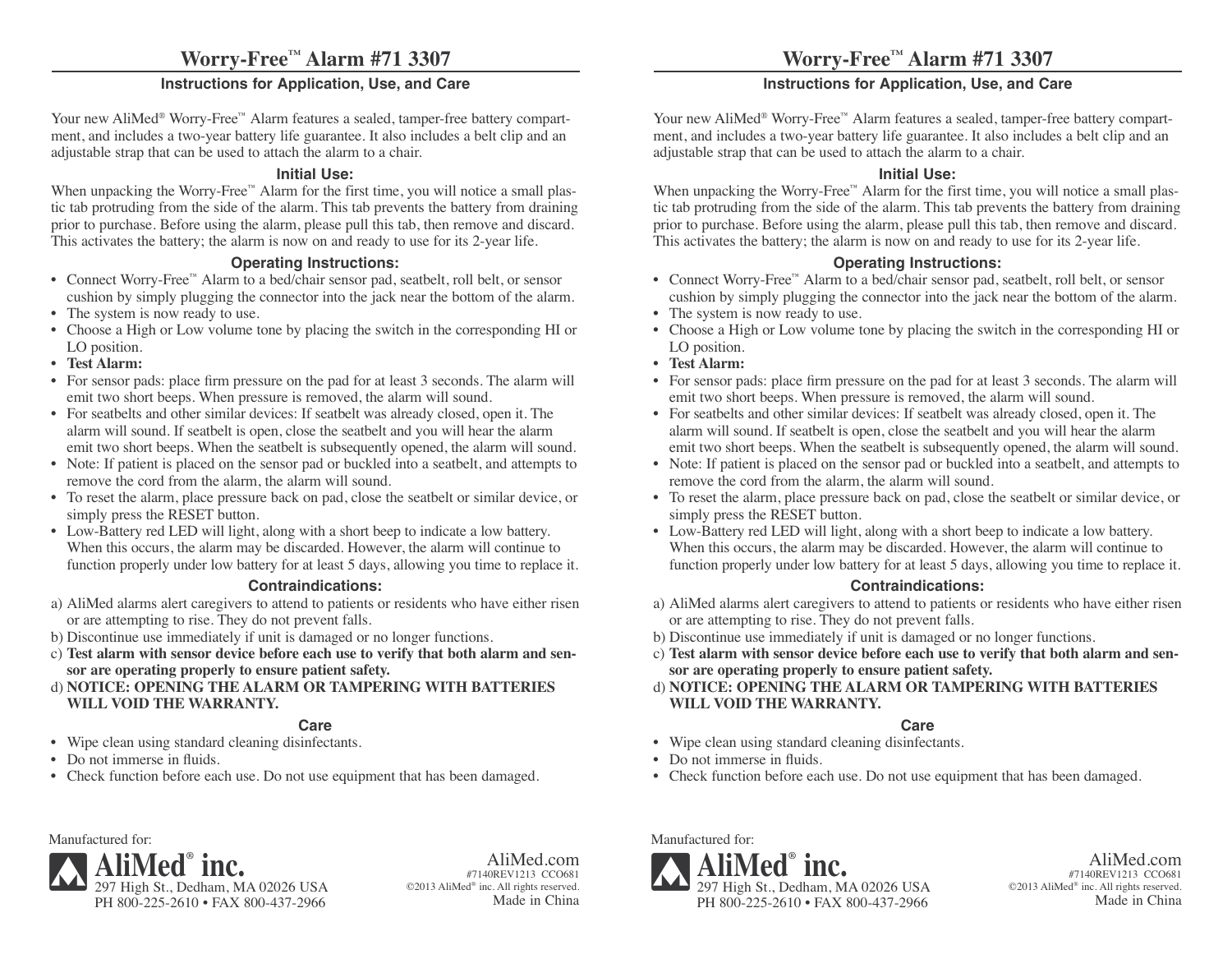# Worry-Free™ Alarm #71 3307

## Instructions for Application, Use, and Care

Your new AliMed® Worry-Free™ Alarm features a sealed, tamper-free battery compartment, and includes a two-year battery life guarantee. It also includes a belt clip and an adjustable strap that can be used to attach the alarm to a chair.

### Initial Use:

When unpacking the Worry-Free™ Alarm for the first time, you will notice a small plastic tab protruding from the side of the alarm. This tab prevents the battery from draining prior to purchase. Before using the alarm, please pull this tab, then remove and discard. This activates the battery; the alarm is now on and ready to use for its 2-year life.

### Operating Instructions:

- Connect Worry-Free™ Alarm to a bed/chair sensor pad, seatbelt, roll belt, or sensor cushion by simply plugging the connector into the jack near the bottom of the alarm.
- The system is now ready to use.
- Choose a High or Low volume tone by placing the switch in the corresponding HI or LO position.
- **Test Alarm:**
- For sensor pads: place firm pressure on the pad for at least 3 seconds. The alarm will emit two short beeps. When pressure is removed, the alarm will sound.
- For seatbelts and other similar devices: If seatbelt was already closed, open it. The alarm will sound. If seatbelt is open, close the seatbelt and you will hear the alarm emit two short beeps. When the seatbelt is subsequently opened, the alarm will sound.
- Note: If patient is placed on the sensor pad or buckled into a seatbelt, and attempts to remove the cord from the alarm, the alarm will sound.
- To reset the alarm, place pressure back on pad, close the seatbelt or similar device, or simply press the RESET button.
- Low-Battery red LED will light, along with a short beep to indicate a low battery. When this occurs, the alarm may be discarded. However, the alarm will continue to function properly under low battery for at least 5 days, allowing you time to replace it.

### Contraindications:

a) AliMed alarms alert caregivers to attend to patients or residents who have either risen or are attempting to rise. They do not prevent falls.
b) Discontinue use immediately if unit is damaged or no longer functions.
c) **Test alarm with sensor device before each use to verify that both alarm and sensor are operating properly to ensure patient safety.**
d) **NOTICE: OPENING THE ALARM OR TAMPERING WITH BATTERIES WILL VOID THE WARRANTY.**

### Care

- Wipe clean using standard cleaning disinfectants.
- Do not immerse in fluids.
- Check function before each use. Do not use equipment that has been damaged.

Manufactured for:

**AliMed® inc.**
297 High St., Dedham, MA 02026 USA
PH 800-225-2610 • FAX 800-437-2966

AliMed.com
#7140REV1213 CCO681
©2013 AliMed® inc. All rights reserved.
Made in China

# Worry-Free™ Alarm #71 3307

## Instructions for Application, Use, and Care

Your new AliMed® Worry-Free™ Alarm features a sealed, tamper-free battery compartment, and includes a two-year battery life guarantee. It also includes a belt clip and an adjustable strap that can be used to attach the alarm to a chair.

### Initial Use:

When unpacking the Worry-Free™ Alarm for the first time, you will notice a small plastic tab protruding from the side of the alarm. This tab prevents the battery from draining prior to purchase. Before using the alarm, please pull this tab, then remove and discard. This activates the battery; the alarm is now on and ready to use for its 2-year life.

### Operating Instructions:

- Connect Worry-Free™ Alarm to a bed/chair sensor pad, seatbelt, roll belt, or sensor cushion by simply plugging the connector into the jack near the bottom of the alarm.
- The system is now ready to use.
- Choose a High or Low volume tone by placing the switch in the corresponding HI or LO position.
- **Test Alarm:**
- For sensor pads: place firm pressure on the pad for at least 3 seconds. The alarm will emit two short beeps. When pressure is removed, the alarm will sound.
- For seatbelts and other similar devices: If seatbelt was already closed, open it. The alarm will sound. If seatbelt is open, close the seatbelt and you will hear the alarm emit two short beeps. When the seatbelt is subsequently opened, the alarm will sound.
- Note: If patient is placed on the sensor pad or buckled into a seatbelt, and attempts to remove the cord from the alarm, the alarm will sound.
- To reset the alarm, place pressure back on pad, close the seatbelt or similar device, or simply press the RESET button.
- Low-Battery red LED will light, along with a short beep to indicate a low battery. When this occurs, the alarm may be discarded. However, the alarm will continue to function properly under low battery for at least 5 days, allowing you time to replace it.

### Contraindications:

a) AliMed alarms alert caregivers to attend to patients or residents who have either risen or are attempting to rise. They do not prevent falls.
b) Discontinue use immediately if unit is damaged or no longer functions.
c) **Test alarm with sensor device before each use to verify that both alarm and sensor are operating properly to ensure patient safety.**
d) **NOTICE: OPENING THE ALARM OR TAMPERING WITH BATTERIES WILL VOID THE WARRANTY.**

### Care

- Wipe clean using standard cleaning disinfectants.
- Do not immerse in fluids.
- Check function before each use. Do not use equipment that has been damaged.

Manufactured for:

**AliMed® inc.**
297 High St., Dedham, MA 02026 USA
PH 800-225-2610 • FAX 800-437-2966

AliMed.com
#7140REV1213 CCO681
©2013 AliMed® inc. All rights reserved.
Made in China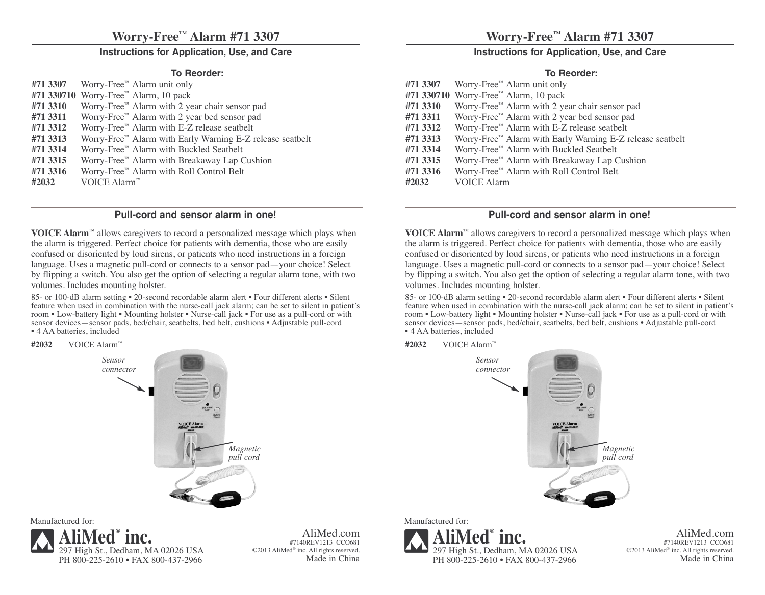# Worry-Free™ Alarm #71 3307

### Instructions for Application, Use, and Care

**To Reorder:**

| | |
|---|---|
| **#71 3307** | Worry-Free™ Alarm unit only |
| **#71 330710** | Worry-Free™ Alarm, 10 pack |
| **#71 3310** | Worry-Free™ Alarm with 2 year chair sensor pad |
| **#71 3311** | Worry-Free™ Alarm with 2 year bed sensor pad |
| **#71 3312** | Worry-Free™ Alarm with E-Z release seatbelt |
| **#71 3313** | Worry-Free™ Alarm with Early Warning E-Z release seatbelt |
| **#71 3314** | Worry-Free™ Alarm with Buckled Seatbelt |
| **#71 3315** | Worry-Free™ Alarm with Breakaway Lap Cushion |
| **#71 3316** | Worry-Free™ Alarm with Roll Control Belt |
| **#2032** | VOICE Alarm™ |

### Pull-cord and sensor alarm in one!

**VOICE Alarm**™ allows caregivers to record a personalized message which plays when the alarm is triggered. Perfect choice for patients with dementia, those who are easily confused or disoriented by loud sirens, or patients who need instructions in a foreign language. Uses a magnetic pull-cord or connects to a sensor pad—your choice! Select by flipping a switch. You also get the option of selecting a regular alarm tone, with two volumes. Includes mounting holster.

85- or 100-dB alarm setting • 20-second recordable alarm alert • Four different alerts • Silent feature when used in combination with the nurse-call jack alarm; can be set to silent in patient's room • Low-battery light • Mounting holster • Nurse-call jack • For use as a pull-cord or with sensor devices—sensor pads, bed/chair, seatbelts, bed belt, cushions • Adjustable pull-cord • 4 AA batteries, included

**#2032** VOICE Alarm™

*Sensor connector*

*Magnetic pull cord*

Manufactured for:

**AliMed® inc.**
297 High St., Dedham, MA 02026 USA
PH 800-225-2610 • FAX 800-437-2966

AliMed.com
#7140REV1213 CCO681
©2013 AliMed® inc. All rights reserved.
Made in China

# Worry-Free™ Alarm #71 3307

### Instructions for Application, Use, and Care

**To Reorder:**

| | |
|---|---|
| **#71 3307** | Worry-Free™ Alarm unit only |
| **#71 330710** | Worry-Free™ Alarm, 10 pack |
| **#71 3310** | Worry-Free™ Alarm with 2 year chair sensor pad |
| **#71 3311** | Worry-Free™ Alarm with 2 year bed sensor pad |
| **#71 3312** | Worry-Free™ Alarm with E-Z release seatbelt |
| **#71 3313** | Worry-Free™ Alarm with Early Warning E-Z release seatbelt |
| **#71 3314** | Worry-Free™ Alarm with Buckled Seatbelt |
| **#71 3315** | Worry-Free™ Alarm with Breakaway Lap Cushion |
| **#71 3316** | Worry-Free™ Alarm with Roll Control Belt |
| **#2032** | VOICE Alarm |

### Pull-cord and sensor alarm in one!

**VOICE Alarm**™ allows caregivers to record a personalized message which plays when the alarm is triggered. Perfect choice for patients with dementia, those who are easily confused or disoriented by loud sirens, or patients who need instructions in a foreign language. Uses a magnetic pull-cord or connects to a sensor pad—your choice! Select by flipping a switch. You also get the option of selecting a regular alarm tone, with two volumes. Includes mounting holster.

85- or 100-dB alarm setting • 20-second recordable alarm alert • Four different alerts • Silent feature when used in combination with the nurse-call jack alarm; can be set to silent in patient's room • Low-battery light • Mounting holster • Nurse-call jack • For use as a pull-cord or with sensor devices—sensor pads, bed/chair, seatbelts, bed belt, cushions • Adjustable pull-cord • 4 AA batteries, included

**#2032** VOICE Alarm™

*Sensor connector*

*Magnetic pull cord*

Manufactured for:

**AliMed® inc.**
297 High St., Dedham, MA 02026 USA
PH 800-225-2610 • FAX 800-437-2966

AliMed.com
#7140REV1213 CCO681
©2013 AliMed® inc. All rights reserved.
Made in China